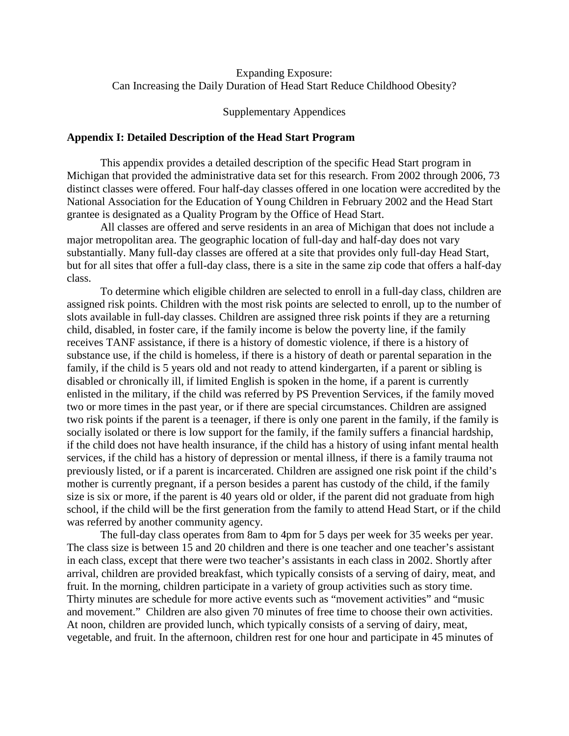Expanding Exposure:
Can Increasing the Daily Duration of Head Start Reduce Childhood Obesity?

Supplementary Appendices

## Appendix I: Detailed Description of the Head Start Program

This appendix provides a detailed description of the specific Head Start program in Michigan that provided the administrative data set for this research. From 2002 through 2006, 73 distinct classes were offered. Four half-day classes offered in one location were accredited by the National Association for the Education of Young Children in February 2002 and the Head Start grantee is designated as a Quality Program by the Office of Head Start.

All classes are offered and serve residents in an area of Michigan that does not include a major metropolitan area. The geographic location of full-day and half-day does not vary substantially. Many full-day classes are offered at a site that provides only full-day Head Start, but for all sites that offer a full-day class, there is a site in the same zip code that offers a half-day class.

To determine which eligible children are selected to enroll in a full-day class, children are assigned risk points. Children with the most risk points are selected to enroll, up to the number of slots available in full-day classes. Children are assigned three risk points if they are a returning child, disabled, in foster care, if the family income is below the poverty line, if the family receives TANF assistance, if there is a history of domestic violence, if there is a history of substance use, if the child is homeless, if there is a history of death or parental separation in the family, if the child is 5 years old and not ready to attend kindergarten, if a parent or sibling is disabled or chronically ill, if limited English is spoken in the home, if a parent is currently enlisted in the military, if the child was referred by PS Prevention Services, if the family moved two or more times in the past year, or if there are special circumstances. Children are assigned two risk points if the parent is a teenager, if there is only one parent in the family, if the family is socially isolated or there is low support for the family, if the family suffers a financial hardship, if the child does not have health insurance, if the child has a history of using infant mental health services, if the child has a history of depression or mental illness, if there is a family trauma not previously listed, or if a parent is incarcerated. Children are assigned one risk point if the child's mother is currently pregnant, if a person besides a parent has custody of the child, if the family size is six or more, if the parent is 40 years old or older, if the parent did not graduate from high school, if the child will be the first generation from the family to attend Head Start, or if the child was referred by another community agency.

The full-day class operates from 8am to 4pm for 5 days per week for 35 weeks per year. The class size is between 15 and 20 children and there is one teacher and one teacher's assistant in each class, except that there were two teacher's assistants in each class in 2002. Shortly after arrival, children are provided breakfast, which typically consists of a serving of dairy, meat, and fruit. In the morning, children participate in a variety of group activities such as story time. Thirty minutes are schedule for more active events such as "movement activities" and "music and movement." Children are also given 70 minutes of free time to choose their own activities. At noon, children are provided lunch, which typically consists of a serving of dairy, meat, vegetable, and fruit. In the afternoon, children rest for one hour and participate in 45 minutes of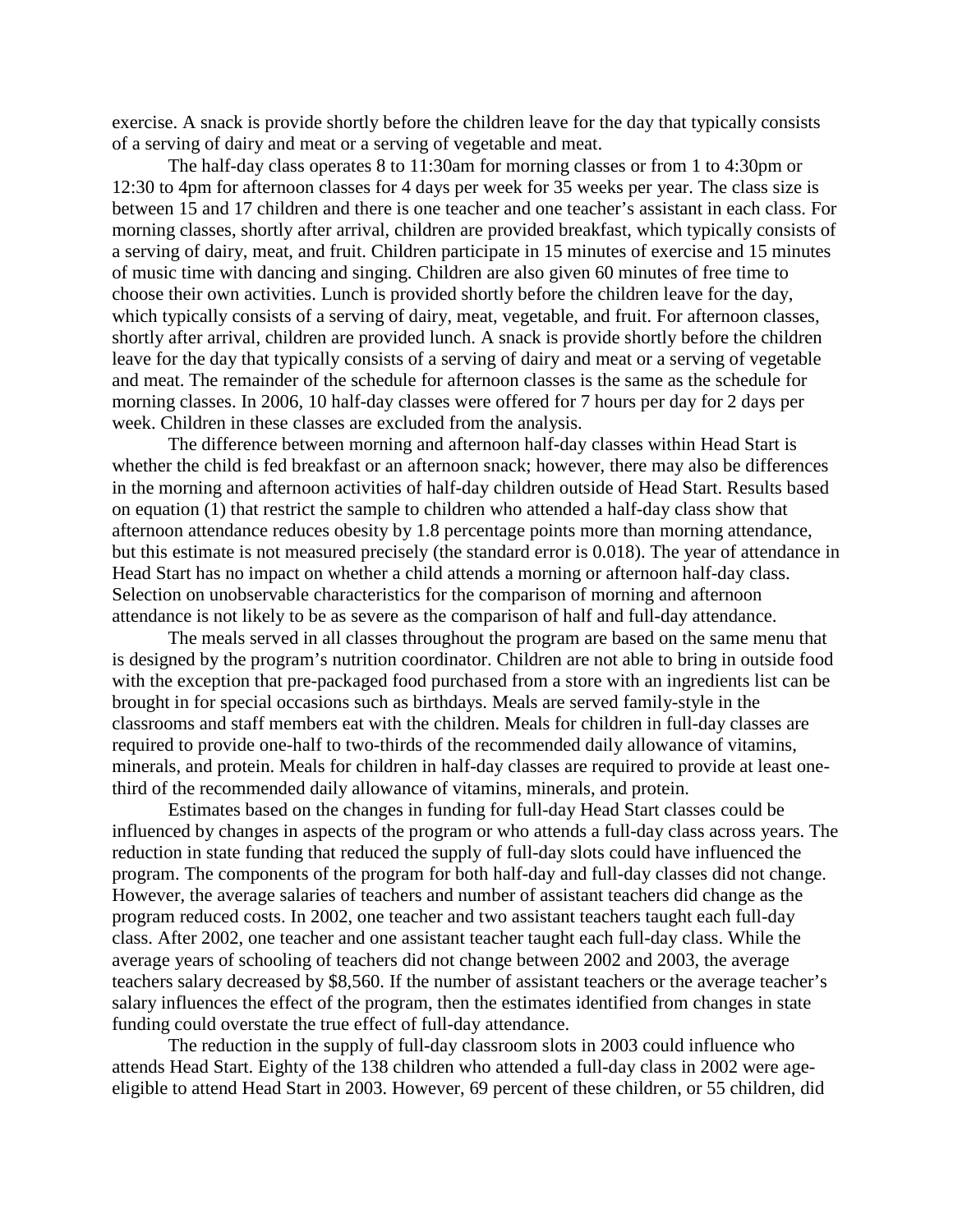exercise. A snack is provide shortly before the children leave for the day that typically consists of a serving of dairy and meat or a serving of vegetable and meat.

The half-day class operates 8 to 11:30am for morning classes or from 1 to 4:30pm or 12:30 to 4pm for afternoon classes for 4 days per week for 35 weeks per year. The class size is between 15 and 17 children and there is one teacher and one teacher's assistant in each class. For morning classes, shortly after arrival, children are provided breakfast, which typically consists of a serving of dairy, meat, and fruit. Children participate in 15 minutes of exercise and 15 minutes of music time with dancing and singing. Children are also given 60 minutes of free time to choose their own activities. Lunch is provided shortly before the children leave for the day, which typically consists of a serving of dairy, meat, vegetable, and fruit. For afternoon classes, shortly after arrival, children are provided lunch. A snack is provide shortly before the children leave for the day that typically consists of a serving of dairy and meat or a serving of vegetable and meat. The remainder of the schedule for afternoon classes is the same as the schedule for morning classes. In 2006, 10 half-day classes were offered for 7 hours per day for 2 days per week. Children in these classes are excluded from the analysis.

The difference between morning and afternoon half-day classes within Head Start is whether the child is fed breakfast or an afternoon snack; however, there may also be differences in the morning and afternoon activities of half-day children outside of Head Start. Results based on equation (1) that restrict the sample to children who attended a half-day class show that afternoon attendance reduces obesity by 1.8 percentage points more than morning attendance, but this estimate is not measured precisely (the standard error is 0.018). The year of attendance in Head Start has no impact on whether a child attends a morning or afternoon half-day class. Selection on unobservable characteristics for the comparison of morning and afternoon attendance is not likely to be as severe as the comparison of half and full-day attendance.

The meals served in all classes throughout the program are based on the same menu that is designed by the program's nutrition coordinator. Children are not able to bring in outside food with the exception that pre-packaged food purchased from a store with an ingredients list can be brought in for special occasions such as birthdays. Meals are served family-style in the classrooms and staff members eat with the children. Meals for children in full-day classes are required to provide one-half to two-thirds of the recommended daily allowance of vitamins, minerals, and protein. Meals for children in half-day classes are required to provide at least one-third of the recommended daily allowance of vitamins, minerals, and protein.

Estimates based on the changes in funding for full-day Head Start classes could be influenced by changes in aspects of the program or who attends a full-day class across years. The reduction in state funding that reduced the supply of full-day slots could have influenced the program. The components of the program for both half-day and full-day classes did not change. However, the average salaries of teachers and number of assistant teachers did change as the program reduced costs. In 2002, one teacher and two assistant teachers taught each full-day class. After 2002, one teacher and one assistant teacher taught each full-day class. While the average years of schooling of teachers did not change between 2002 and 2003, the average teachers salary decreased by $8,560. If the number of assistant teachers or the average teacher's salary influences the effect of the program, then the estimates identified from changes in state funding could overstate the true effect of full-day attendance.

The reduction in the supply of full-day classroom slots in 2003 could influence who attends Head Start. Eighty of the 138 children who attended a full-day class in 2002 were age-eligible to attend Head Start in 2003. However, 69 percent of these children, or 55 children, did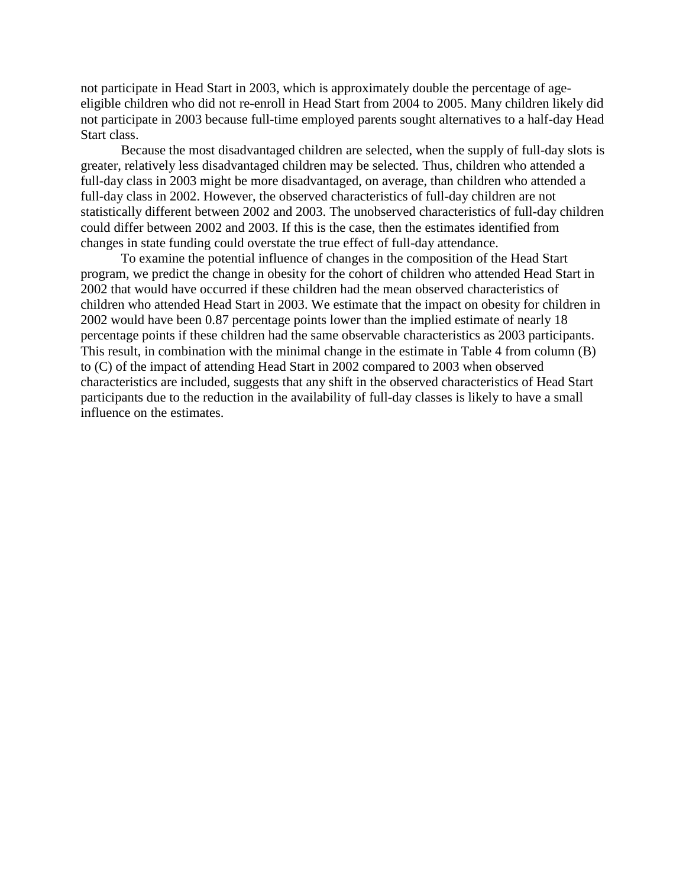not participate in Head Start in 2003, which is approximately double the percentage of age-eligible children who did not re-enroll in Head Start from 2004 to 2005. Many children likely did not participate in 2003 because full-time employed parents sought alternatives to a half-day Head Start class.

Because the most disadvantaged children are selected, when the supply of full-day slots is greater, relatively less disadvantaged children may be selected. Thus, children who attended a full-day class in 2003 might be more disadvantaged, on average, than children who attended a full-day class in 2002. However, the observed characteristics of full-day children are not statistically different between 2002 and 2003. The unobserved characteristics of full-day children could differ between 2002 and 2003. If this is the case, then the estimates identified from changes in state funding could overstate the true effect of full-day attendance.

To examine the potential influence of changes in the composition of the Head Start program, we predict the change in obesity for the cohort of children who attended Head Start in 2002 that would have occurred if these children had the mean observed characteristics of children who attended Head Start in 2003. We estimate that the impact on obesity for children in 2002 would have been 0.87 percentage points lower than the implied estimate of nearly 18 percentage points if these children had the same observable characteristics as 2003 participants. This result, in combination with the minimal change in the estimate in Table 4 from column (B) to (C) of the impact of attending Head Start in 2002 compared to 2003 when observed characteristics are included, suggests that any shift in the observed characteristics of Head Start participants due to the reduction in the availability of full-day classes is likely to have a small influence on the estimates.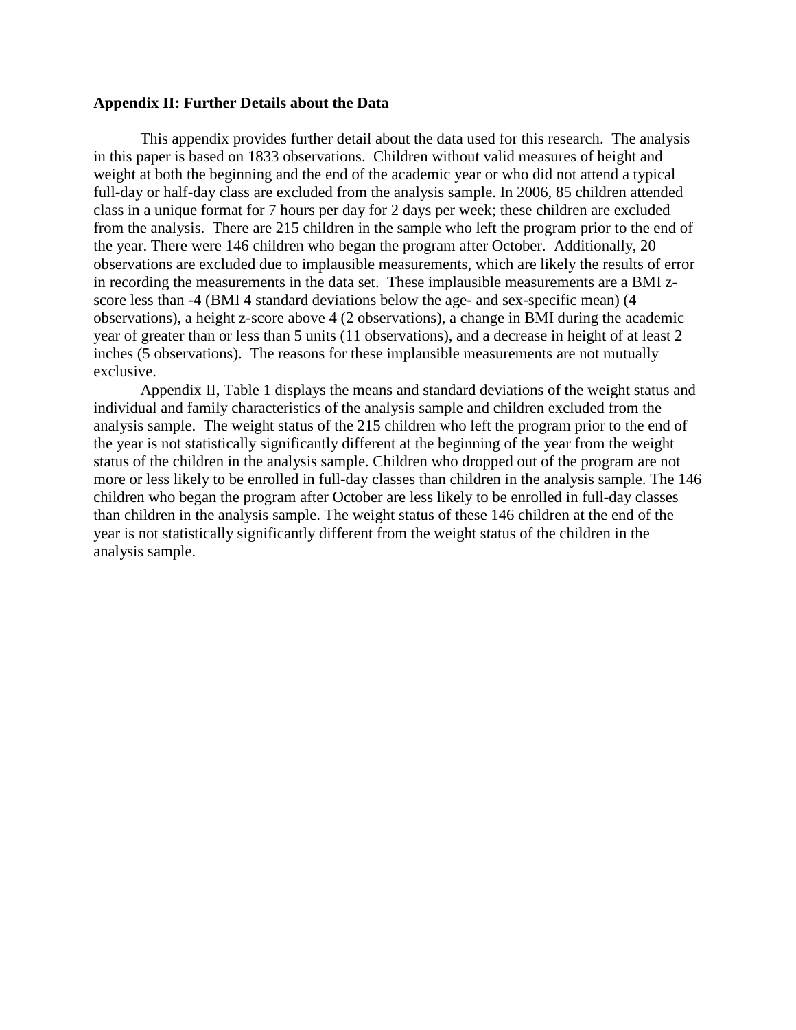## Appendix II: Further Details about the Data

This appendix provides further detail about the data used for this research. The analysis in this paper is based on 1833 observations. Children without valid measures of height and weight at both the beginning and the end of the academic year or who did not attend a typical full-day or half-day class are excluded from the analysis sample. In 2006, 85 children attended class in a unique format for 7 hours per day for 2 days per week; these children are excluded from the analysis. There are 215 children in the sample who left the program prior to the end of the year. There were 146 children who began the program after October. Additionally, 20 observations are excluded due to implausible measurements, which are likely the results of error in recording the measurements in the data set. These implausible measurements are a BMI z-score less than -4 (BMI 4 standard deviations below the age- and sex-specific mean) (4 observations), a height z-score above 4 (2 observations), a change in BMI during the academic year of greater than or less than 5 units (11 observations), and a decrease in height of at least 2 inches (5 observations). The reasons for these implausible measurements are not mutually exclusive.

Appendix II, Table 1 displays the means and standard deviations of the weight status and individual and family characteristics of the analysis sample and children excluded from the analysis sample. The weight status of the 215 children who left the program prior to the end of the year is not statistically significantly different at the beginning of the year from the weight status of the children in the analysis sample. Children who dropped out of the program are not more or less likely to be enrolled in full-day classes than children in the analysis sample. The 146 children who began the program after October are less likely to be enrolled in full-day classes than children in the analysis sample. The weight status of these 146 children at the end of the year is not statistically significantly different from the weight status of the children in the analysis sample.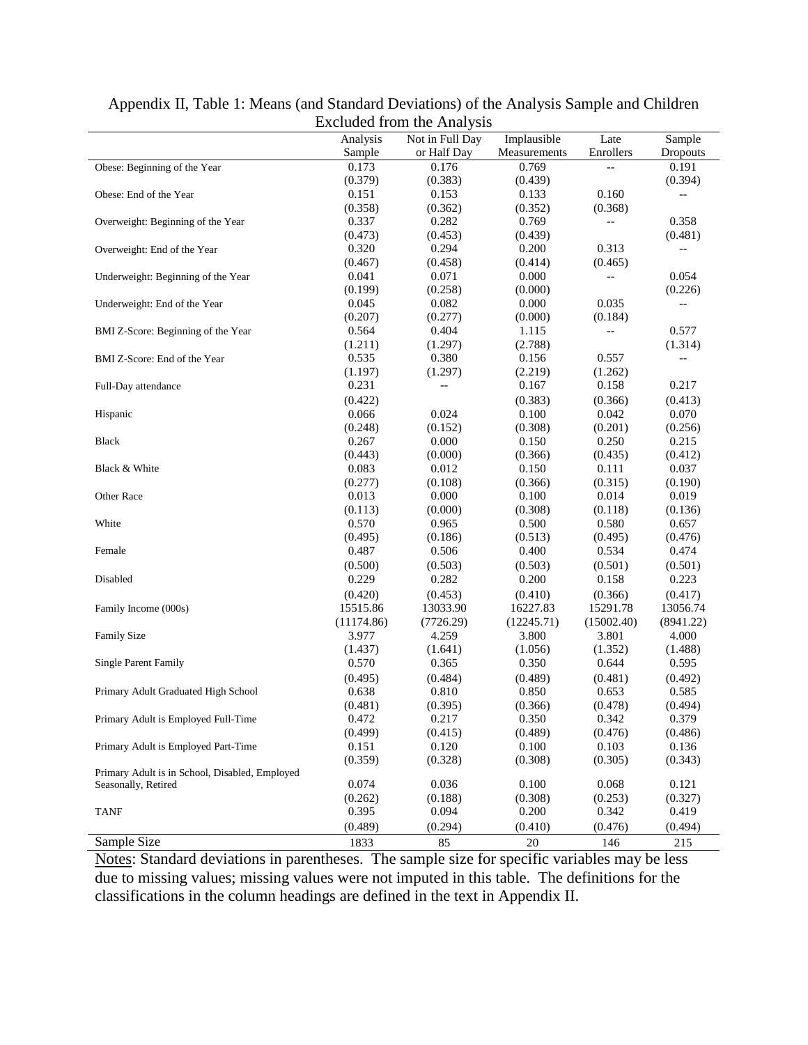Appendix II, Table 1: Means (and Standard Deviations) of the Analysis Sample and Children Excluded from the Analysis

| | Analysis Sample | Not in Full Day or Half Day | Implausible Measurements | Late Enrollers | Sample Dropouts |
|---|---|---|---|---|---|
| Obese: Beginning of the Year | 0.173 | 0.176 | 0.769 | -- | 0.191 |
| | (0.379) | (0.383) | (0.439) | | (0.394) |
| Obese: End of the Year | 0.151 | 0.153 | 0.133 | 0.160 | -- |
| | (0.358) | (0.362) | (0.352) | (0.368) | |
| Overweight: Beginning of the Year | 0.337 | 0.282 | 0.769 | -- | 0.358 |
| | (0.473) | (0.453) | (0.439) | | (0.481) |
| Overweight: End of the Year | 0.320 | 0.294 | 0.200 | 0.313 | -- |
| | (0.467) | (0.458) | (0.414) | (0.465) | |
| Underweight: Beginning of the Year | 0.041 | 0.071 | 0.000 | -- | 0.054 |
| | (0.199) | (0.258) | (0.000) | | (0.226) |
| Underweight: End of the Year | 0.045 | 0.082 | 0.000 | 0.035 | -- |
| | (0.207) | (0.277) | (0.000) | (0.184) | |
| BMI Z-Score: Beginning of the Year | 0.564 | 0.404 | 1.115 | -- | 0.577 |
| | (1.211) | (1.297) | (2.788) | | (1.314) |
| BMI Z-Score: End of the Year | 0.535 | 0.380 | 0.156 | 0.557 | -- |
| | (1.197) | (1.297) | (2.219) | (1.262) | |
| Full-Day attendance | 0.231 | -- | 0.167 | 0.158 | 0.217 |
| | (0.422) | | (0.383) | (0.366) | (0.413) |
| Hispanic | 0.066 | 0.024 | 0.100 | 0.042 | 0.070 |
| | (0.248) | (0.152) | (0.308) | (0.201) | (0.256) |
| Black | 0.267 | 0.000 | 0.150 | 0.250 | 0.215 |
| | (0.443) | (0.000) | (0.366) | (0.435) | (0.412) |
| Black & White | 0.083 | 0.012 | 0.150 | 0.111 | 0.037 |
| | (0.277) | (0.108) | (0.366) | (0.315) | (0.190) |
| Other Race | 0.013 | 0.000 | 0.100 | 0.014 | 0.019 |
| | (0.113) | (0.000) | (0.308) | (0.118) | (0.136) |
| White | 0.570 | 0.965 | 0.500 | 0.580 | 0.657 |
| | (0.495) | (0.186) | (0.513) | (0.495) | (0.476) |
| Female | 0.487 | 0.506 | 0.400 | 0.534 | 0.474 |
| | (0.500) | (0.503) | (0.503) | (0.501) | (0.501) |
| Disabled | 0.229 | 0.282 | 0.200 | 0.158 | 0.223 |
| | (0.420) | (0.453) | (0.410) | (0.366) | (0.417) |
| Family Income (000s) | 15515.86 | 13033.90 | 16227.83 | 15291.78 | 13056.74 |
| | (11174.86) | (7726.29) | (12245.71) | (15002.40) | (8941.22) |
| Family Size | 3.977 | 4.259 | 3.800 | 3.801 | 4.000 |
| | (1.437) | (1.641) | (1.056) | (1.352) | (1.488) |
| Single Parent Family | 0.570 | 0.365 | 0.350 | 0.644 | 0.595 |
| | (0.495) | (0.484) | (0.489) | (0.481) | (0.492) |
| Primary Adult Graduated High School | 0.638 | 0.810 | 0.850 | 0.653 | 0.585 |
| | (0.481) | (0.395) | (0.366) | (0.478) | (0.494) |
| Primary Adult is Employed Full-Time | 0.472 | 0.217 | 0.350 | 0.342 | 0.379 |
| | (0.499) | (0.415) | (0.489) | (0.476) | (0.486) |
| Primary Adult is Employed Part-Time | 0.151 | 0.120 | 0.100 | 0.103 | 0.136 |
| | (0.359) | (0.328) | (0.308) | (0.305) | (0.343) |
| Primary Adult is in School, Disabled, Employed Seasonally, Retired | 0.074 | 0.036 | 0.100 | 0.068 | 0.121 |
| | (0.262) | (0.188) | (0.308) | (0.253) | (0.327) |
| TANF | 0.395 | 0.094 | 0.200 | 0.342 | 0.419 |
| | (0.489) | (0.294) | (0.410) | (0.476) | (0.494) |
| Sample Size | 1833 | 85 | 20 | 146 | 215 |

Notes: Standard deviations in parentheses. The sample size for specific variables may be less due to missing values; missing values were not imputed in this table. The definitions for the classifications in the column headings are defined in the text in Appendix II.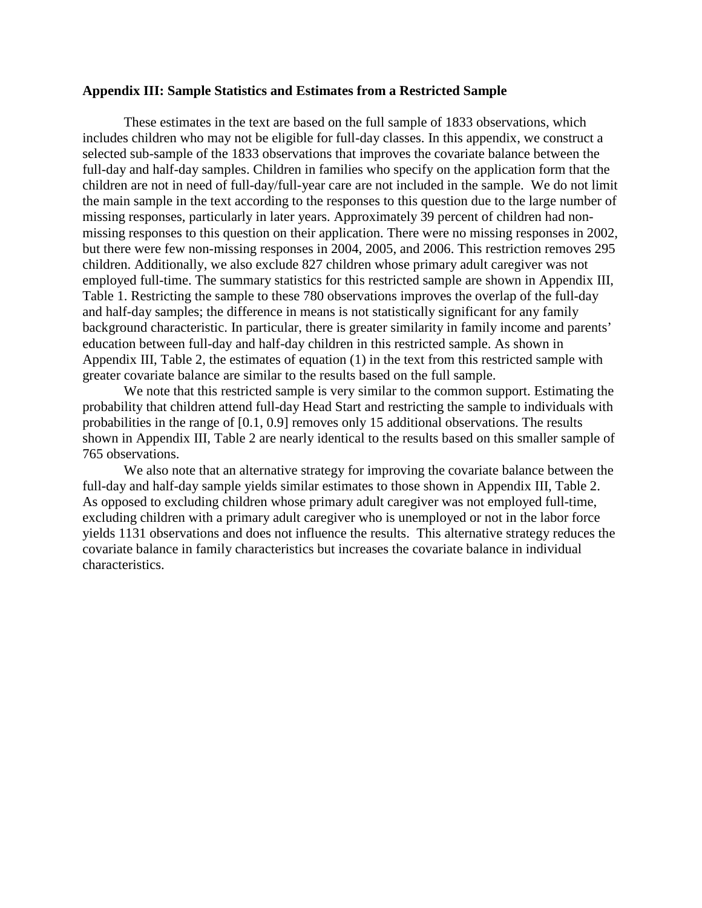**Appendix III: Sample Statistics and Estimates from a Restricted Sample**

These estimates in the text are based on the full sample of 1833 observations, which includes children who may not be eligible for full-day classes. In this appendix, we construct a selected sub-sample of the 1833 observations that improves the covariate balance between the full-day and half-day samples. Children in families who specify on the application form that the children are not in need of full-day/full-year care are not included in the sample. We do not limit the main sample in the text according to the responses to this question due to the large number of missing responses, particularly in later years. Approximately 39 percent of children had non-missing responses to this question on their application. There were no missing responses in 2002, but there were few non-missing responses in 2004, 2005, and 2006. This restriction removes 295 children. Additionally, we also exclude 827 children whose primary adult caregiver was not employed full-time. The summary statistics for this restricted sample are shown in Appendix III, Table 1. Restricting the sample to these 780 observations improves the overlap of the full-day and half-day samples; the difference in means is not statistically significant for any family background characteristic. In particular, there is greater similarity in family income and parents' education between full-day and half-day children in this restricted sample. As shown in Appendix III, Table 2, the estimates of equation (1) in the text from this restricted sample with greater covariate balance are similar to the results based on the full sample.

We note that this restricted sample is very similar to the common support. Estimating the probability that children attend full-day Head Start and restricting the sample to individuals with probabilities in the range of [0.1, 0.9] removes only 15 additional observations. The results shown in Appendix III, Table 2 are nearly identical to the results based on this smaller sample of 765 observations.

We also note that an alternative strategy for improving the covariate balance between the full-day and half-day sample yields similar estimates to those shown in Appendix III, Table 2. As opposed to excluding children whose primary adult caregiver was not employed full-time, excluding children with a primary adult caregiver who is unemployed or not in the labor force yields 1131 observations and does not influence the results. This alternative strategy reduces the covariate balance in family characteristics but increases the covariate balance in individual characteristics.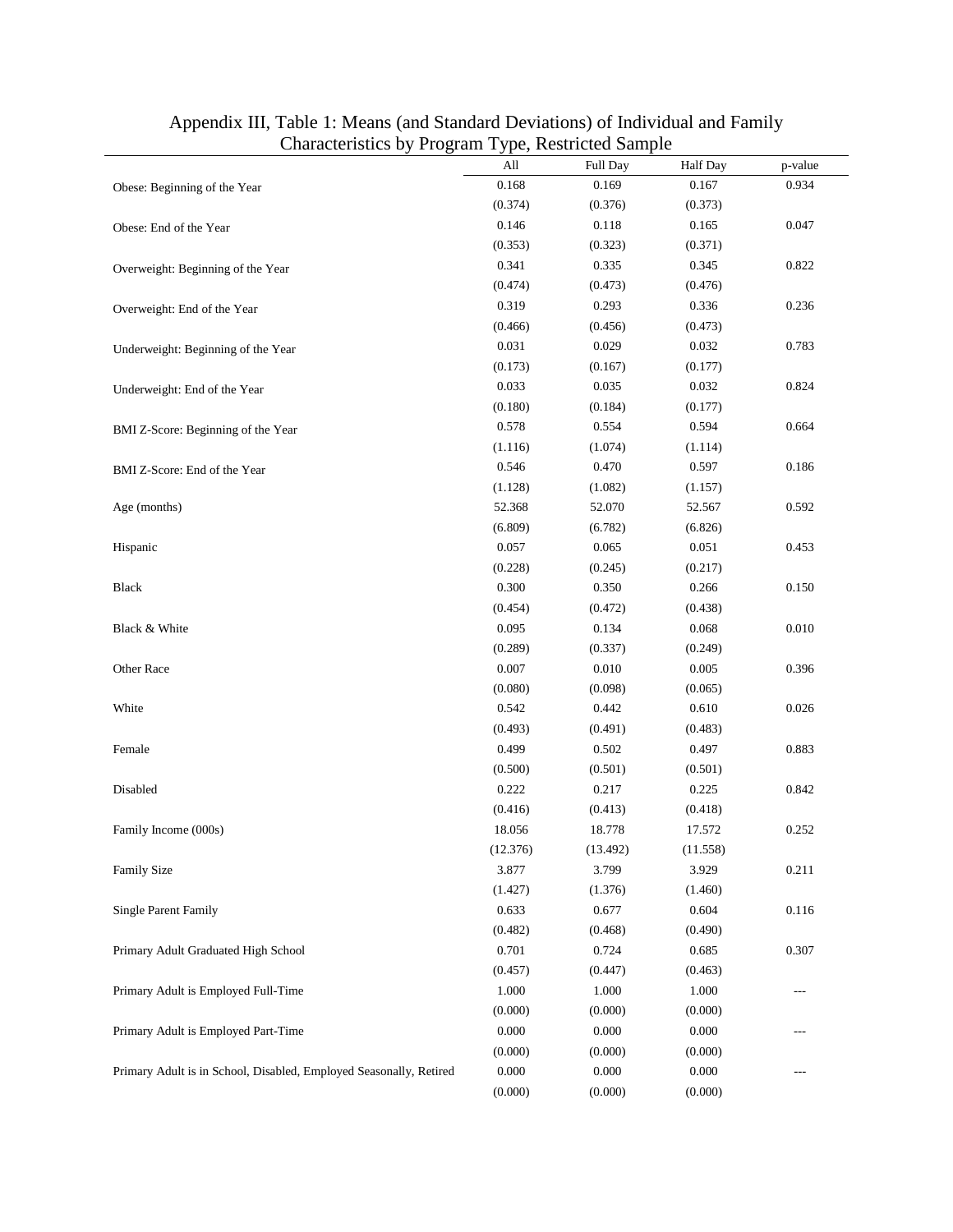Appendix III, Table 1: Means (and Standard Deviations) of Individual and Family Characteristics by Program Type, Restricted Sample

| | All | Full Day | Half Day | p-value |
|---|---|---|---|---|
| Obese: Beginning of the Year | 0.168 | 0.169 | 0.167 | 0.934 |
| | (0.374) | (0.376) | (0.373) | |
| Obese: End of the Year | 0.146 | 0.118 | 0.165 | 0.047 |
| | (0.353) | (0.323) | (0.371) | |
| Overweight: Beginning of the Year | 0.341 | 0.335 | 0.345 | 0.822 |
| | (0.474) | (0.473) | (0.476) | |
| Overweight: End of the Year | 0.319 | 0.293 | 0.336 | 0.236 |
| | (0.466) | (0.456) | (0.473) | |
| Underweight: Beginning of the Year | 0.031 | 0.029 | 0.032 | 0.783 |
| | (0.173) | (0.167) | (0.177) | |
| Underweight: End of the Year | 0.033 | 0.035 | 0.032 | 0.824 |
| | (0.180) | (0.184) | (0.177) | |
| BMI Z-Score: Beginning of the Year | 0.578 | 0.554 | 0.594 | 0.664 |
| | (1.116) | (1.074) | (1.114) | |
| BMI Z-Score: End of the Year | 0.546 | 0.470 | 0.597 | 0.186 |
| | (1.128) | (1.082) | (1.157) | |
| Age (months) | 52.368 | 52.070 | 52.567 | 0.592 |
| | (6.809) | (6.782) | (6.826) | |
| Hispanic | 0.057 | 0.065 | 0.051 | 0.453 |
| | (0.228) | (0.245) | (0.217) | |
| Black | 0.300 | 0.350 | 0.266 | 0.150 |
| | (0.454) | (0.472) | (0.438) | |
| Black & White | 0.095 | 0.134 | 0.068 | 0.010 |
| | (0.289) | (0.337) | (0.249) | |
| Other Race | 0.007 | 0.010 | 0.005 | 0.396 |
| | (0.080) | (0.098) | (0.065) | |
| White | 0.542 | 0.442 | 0.610 | 0.026 |
| | (0.493) | (0.491) | (0.483) | |
| Female | 0.499 | 0.502 | 0.497 | 0.883 |
| | (0.500) | (0.501) | (0.501) | |
| Disabled | 0.222 | 0.217 | 0.225 | 0.842 |
| | (0.416) | (0.413) | (0.418) | |
| Family Income (000s) | 18.056 | 18.778 | 17.572 | 0.252 |
| | (12.376) | (13.492) | (11.558) | |
| Family Size | 3.877 | 3.799 | 3.929 | 0.211 |
| | (1.427) | (1.376) | (1.460) | |
| Single Parent Family | 0.633 | 0.677 | 0.604 | 0.116 |
| | (0.482) | (0.468) | (0.490) | |
| Primary Adult Graduated High School | 0.701 | 0.724 | 0.685 | 0.307 |
| | (0.457) | (0.447) | (0.463) | |
| Primary Adult is Employed Full-Time | 1.000 | 1.000 | 1.000 | --- |
| | (0.000) | (0.000) | (0.000) | |
| Primary Adult is Employed Part-Time | 0.000 | 0.000 | 0.000 | --- |
| | (0.000) | (0.000) | (0.000) | |
| Primary Adult is in School, Disabled, Employed Seasonally, Retired | 0.000 | 0.000 | 0.000 | --- |
| | (0.000) | (0.000) | (0.000) | |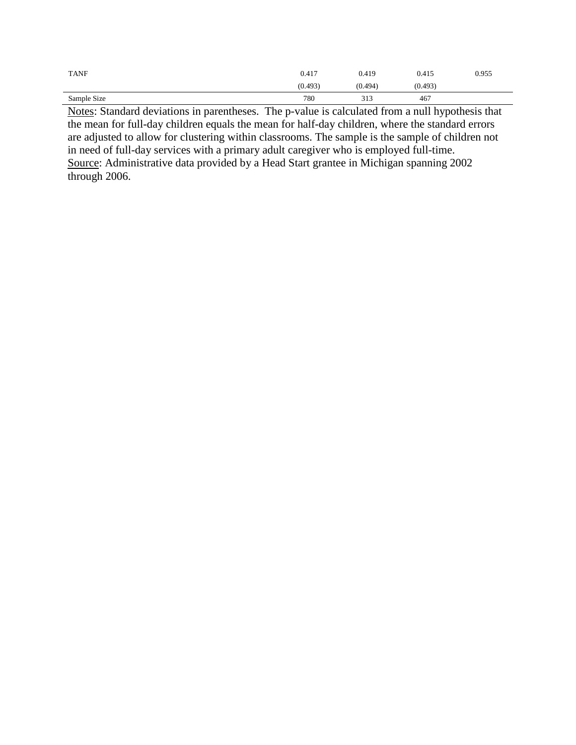| | | | | |
|---|---|---|---|---|
| TANF | 0.417 | 0.419 | 0.415 | 0.955 |
| | (0.493) | (0.494) | (0.493) | |
| Sample Size | 780 | 313 | 467 | |

Notes: Standard deviations in parentheses. The p-value is calculated from a null hypothesis that the mean for full-day children equals the mean for half-day children, where the standard errors are adjusted to allow for clustering within classrooms. The sample is the sample of children not in need of full-day services with a primary adult caregiver who is employed full-time.
Source: Administrative data provided by a Head Start grantee in Michigan spanning 2002 through 2006.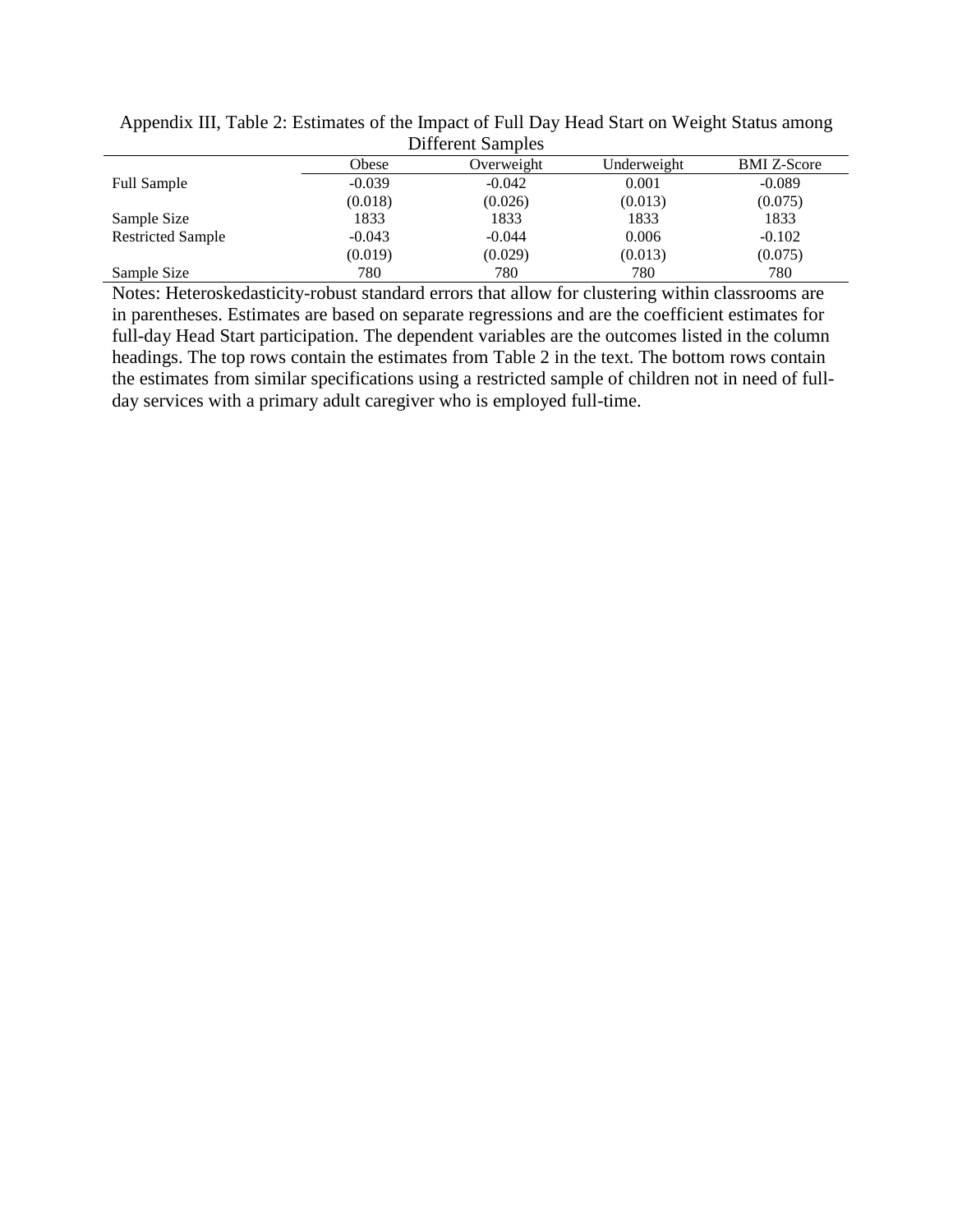Appendix III, Table 2: Estimates of the Impact of Full Day Head Start on Weight Status among Different Samples

| | Obese | Overweight | Underweight | BMI Z-Score |
|---|---|---|---|---|
| Full Sample | -0.039 | -0.042 | 0.001 | -0.089 |
| | (0.018) | (0.026) | (0.013) | (0.075) |
| Sample Size | 1833 | 1833 | 1833 | 1833 |
| Restricted Sample | -0.043 | -0.044 | 0.006 | -0.102 |
| | (0.019) | (0.029) | (0.013) | (0.075) |
| Sample Size | 780 | 780 | 780 | 780 |

Notes: Heteroskedasticity-robust standard errors that allow for clustering within classrooms are in parentheses. Estimates are based on separate regressions and are the coefficient estimates for full-day Head Start participation. The dependent variables are the outcomes listed in the column headings. The top rows contain the estimates from Table 2 in the text. The bottom rows contain the estimates from similar specifications using a restricted sample of children not in need of full-day services with a primary adult caregiver who is employed full-time.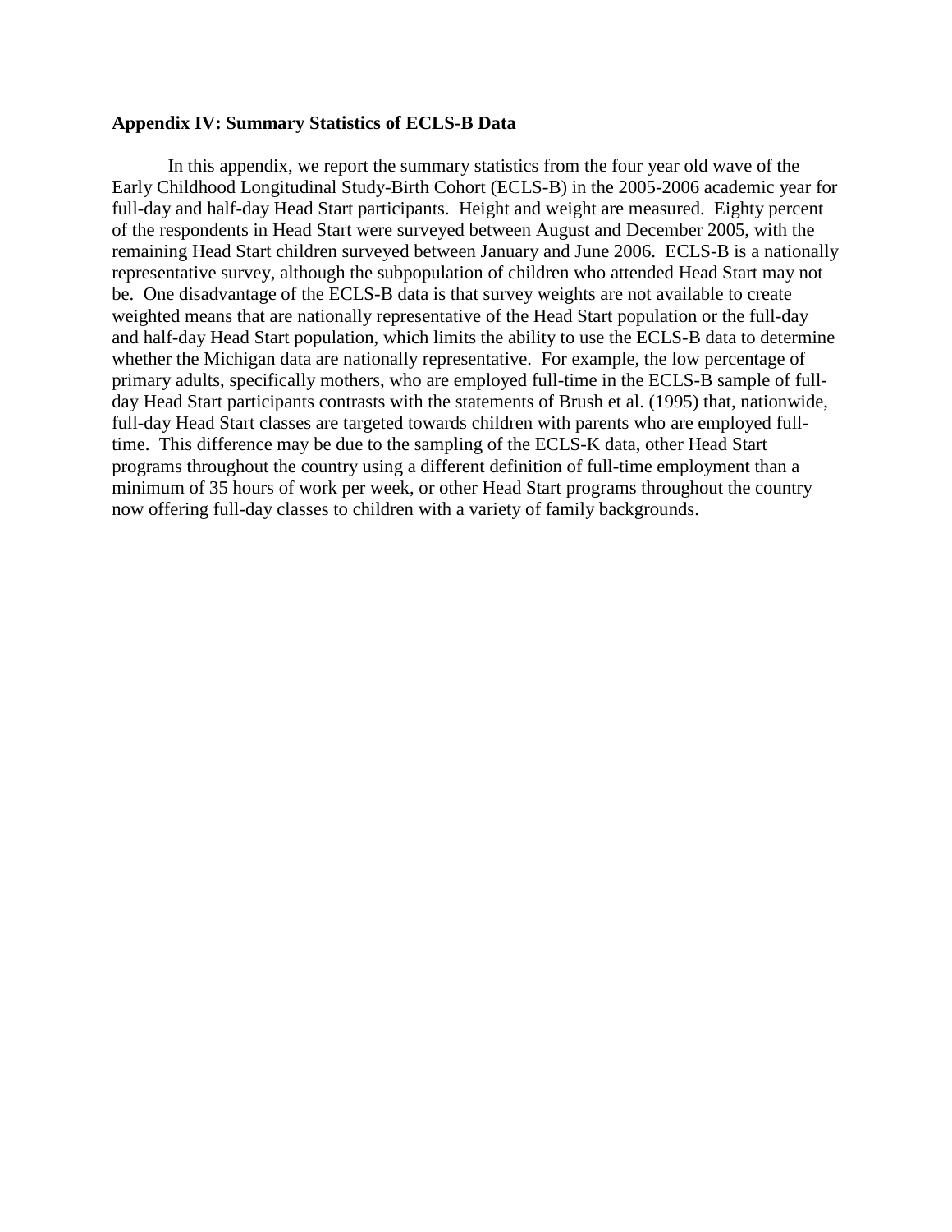**Appendix IV: Summary Statistics of ECLS-B Data**

In this appendix, we report the summary statistics from the four year old wave of the Early Childhood Longitudinal Study-Birth Cohort (ECLS-B) in the 2005-2006 academic year for full-day and half-day Head Start participants. Height and weight are measured. Eighty percent of the respondents in Head Start were surveyed between August and December 2005, with the remaining Head Start children surveyed between January and June 2006. ECLS-B is a nationally representative survey, although the subpopulation of children who attended Head Start may not be. One disadvantage of the ECLS-B data is that survey weights are not available to create weighted means that are nationally representative of the Head Start population or the full-day and half-day Head Start population, which limits the ability to use the ECLS-B data to determine whether the Michigan data are nationally representative. For example, the low percentage of primary adults, specifically mothers, who are employed full-time in the ECLS-B sample of full-day Head Start participants contrasts with the statements of Brush et al. (1995) that, nationwide, full-day Head Start classes are targeted towards children with parents who are employed full-time. This difference may be due to the sampling of the ECLS-K data, other Head Start programs throughout the country using a different definition of full-time employment than a minimum of 35 hours of work per week, or other Head Start programs throughout the country now offering full-day classes to children with a variety of family backgrounds.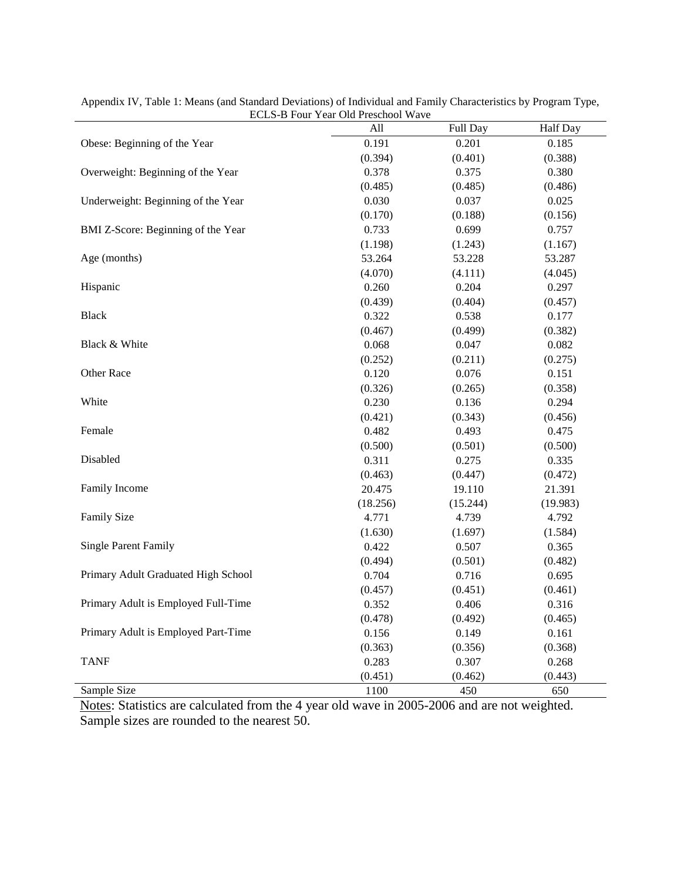Appendix IV, Table 1: Means (and Standard Deviations) of Individual and Family Characteristics by Program Type, ECLS-B Four Year Old Preschool Wave

| | All | Full Day | Half Day |
|---|---|---|---|
| Obese: Beginning of the Year | 0.191 | 0.201 | 0.185 |
| | (0.394) | (0.401) | (0.388) |
| Overweight: Beginning of the Year | 0.378 | 0.375 | 0.380 |
| | (0.485) | (0.485) | (0.486) |
| Underweight: Beginning of the Year | 0.030 | 0.037 | 0.025 |
| | (0.170) | (0.188) | (0.156) |
| BMI Z-Score: Beginning of the Year | 0.733 | 0.699 | 0.757 |
| | (1.198) | (1.243) | (1.167) |
| Age (months) | 53.264 | 53.228 | 53.287 |
| | (4.070) | (4.111) | (4.045) |
| Hispanic | 0.260 | 0.204 | 0.297 |
| | (0.439) | (0.404) | (0.457) |
| Black | 0.322 | 0.538 | 0.177 |
| | (0.467) | (0.499) | (0.382) |
| Black & White | 0.068 | 0.047 | 0.082 |
| | (0.252) | (0.211) | (0.275) |
| Other Race | 0.120 | 0.076 | 0.151 |
| | (0.326) | (0.265) | (0.358) |
| White | 0.230 | 0.136 | 0.294 |
| | (0.421) | (0.343) | (0.456) |
| Female | 0.482 | 0.493 | 0.475 |
| | (0.500) | (0.501) | (0.500) |
| Disabled | 0.311 | 0.275 | 0.335 |
| | (0.463) | (0.447) | (0.472) |
| Family Income | 20.475 | 19.110 | 21.391 |
| | (18.256) | (15.244) | (19.983) |
| Family Size | 4.771 | 4.739 | 4.792 |
| | (1.630) | (1.697) | (1.584) |
| Single Parent Family | 0.422 | 0.507 | 0.365 |
| | (0.494) | (0.501) | (0.482) |
| Primary Adult Graduated High School | 0.704 | 0.716 | 0.695 |
| | (0.457) | (0.451) | (0.461) |
| Primary Adult is Employed Full-Time | 0.352 | 0.406 | 0.316 |
| | (0.478) | (0.492) | (0.465) |
| Primary Adult is Employed Part-Time | 0.156 | 0.149 | 0.161 |
| | (0.363) | (0.356) | (0.368) |
| TANF | 0.283 | 0.307 | 0.268 |
| | (0.451) | (0.462) | (0.443) |
| Sample Size | 1100 | 450 | 650 |

Notes: Statistics are calculated from the 4 year old wave in 2005-2006 and are not weighted. Sample sizes are rounded to the nearest 50.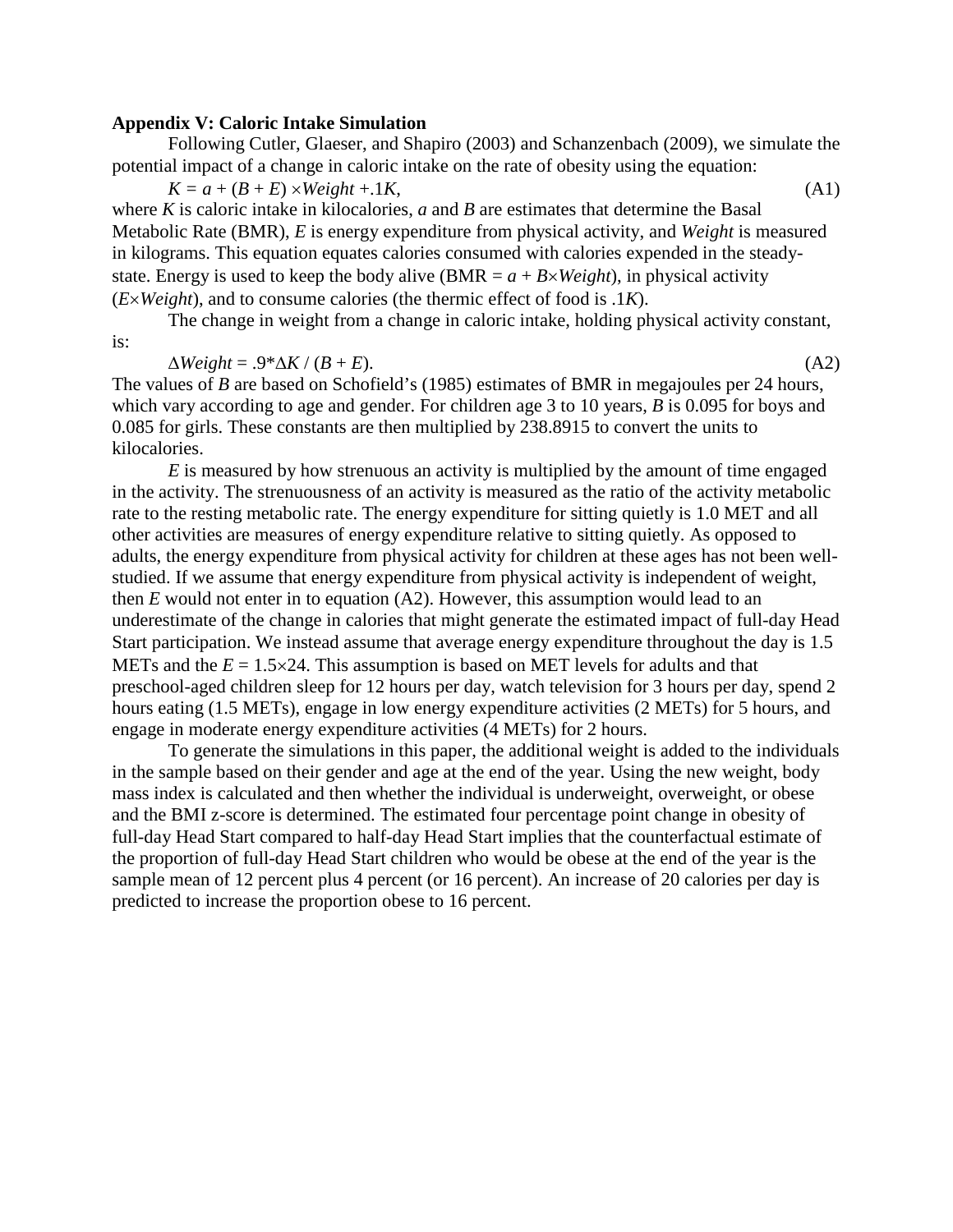**Appendix V: Caloric Intake Simulation**

Following Cutler, Glaeser, and Shapiro (2003) and Schanzenbach (2009), we simulate the potential impact of a change in caloric intake on the rate of obesity using the equation:

$$K = a + (B + E) \times Weight + .1K, \tag{A1}$$

where $K$ is caloric intake in kilocalories, $a$ and $B$ are estimates that determine the Basal Metabolic Rate (BMR), $E$ is energy expenditure from physical activity, and *Weight* is measured in kilograms. This equation equates calories consumed with calories expended in the steady-state. Energy is used to keep the body alive (BMR = $a + B \times Weight$), in physical activity ($E \times Weight$), and to consume calories (the thermic effect of food is $.1K$).

The change in weight from a change in caloric intake, holding physical activity constant, is:

$$\Delta Weight = .9 * \Delta K / (B + E). \tag{A2}$$

The values of $B$ are based on Schofield's (1985) estimates of BMR in megajoules per 24 hours, which vary according to age and gender. For children age 3 to 10 years, $B$ is 0.095 for boys and 0.085 for girls. These constants are then multiplied by 238.8915 to convert the units to kilocalories.

$E$ is measured by how strenuous an activity is multiplied by the amount of time engaged in the activity. The strenuousness of an activity is measured as the ratio of the activity metabolic rate to the resting metabolic rate. The energy expenditure for sitting quietly is 1.0 MET and all other activities are measures of energy expenditure relative to sitting quietly. As opposed to adults, the energy expenditure from physical activity for children at these ages has not been well-studied. If we assume that energy expenditure from physical activity is independent of weight, then $E$ would not enter in to equation (A2). However, this assumption would lead to an underestimate of the change in calories that might generate the estimated impact of full-day Head Start participation. We instead assume that average energy expenditure throughout the day is 1.5 METs and the $E = 1.5 \times 24$. This assumption is based on MET levels for adults and that preschool-aged children sleep for 12 hours per day, watch television for 3 hours per day, spend 2 hours eating (1.5 METs), engage in low energy expenditure activities (2 METs) for 5 hours, and engage in moderate energy expenditure activities (4 METs) for 2 hours.

To generate the simulations in this paper, the additional weight is added to the individuals in the sample based on their gender and age at the end of the year. Using the new weight, body mass index is calculated and then whether the individual is underweight, overweight, or obese and the BMI z-score is determined. The estimated four percentage point change in obesity of full-day Head Start compared to half-day Head Start implies that the counterfactual estimate of the proportion of full-day Head Start children who would be obese at the end of the year is the sample mean of 12 percent plus 4 percent (or 16 percent). An increase of 20 calories per day is predicted to increase the proportion obese to 16 percent.